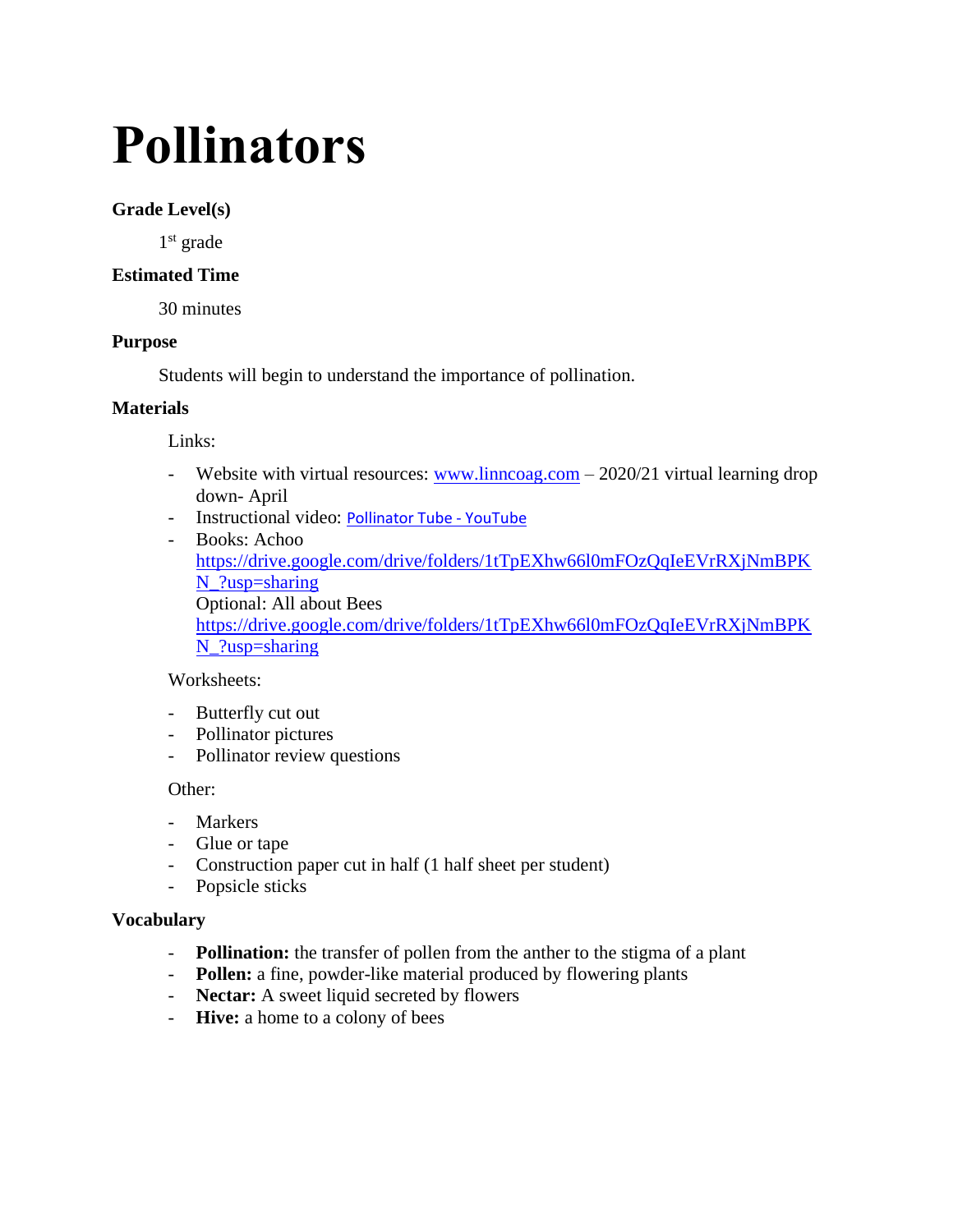# Pollinators

### Grade Level(s)

1st grade

### Estimated Time

30 minutes

### Purpose

Students will begin to understand the importance of pollination.

### Materials

Links:

- Website with virtual resources: www.linncoag.com – 2020/21 virtual learning drop down- April
- Instructional video: Pollinator Tube - YouTube
- Books: Achoo https://drive.google.com/drive/folders/1tTpEXhw66l0mFOzQqIeEVrRXjNmBPKN_?usp=sharing
  Optional: All about Bees https://drive.google.com/drive/folders/1tTpEXhw66l0mFOzQqIeEVrRXjNmBPKN_?usp=sharing

Worksheets:

- Butterfly cut out
- Pollinator pictures
- Pollinator review questions

Other:

- Markers
- Glue or tape
- Construction paper cut in half (1 half sheet per student)
- Popsicle sticks

### Vocabulary

- **Pollination:** the transfer of pollen from the anther to the stigma of a plant
- **Pollen:** a fine, powder-like material produced by flowering plants
- **Nectar:** A sweet liquid secreted by flowers
- **Hive:** a home to a colony of bees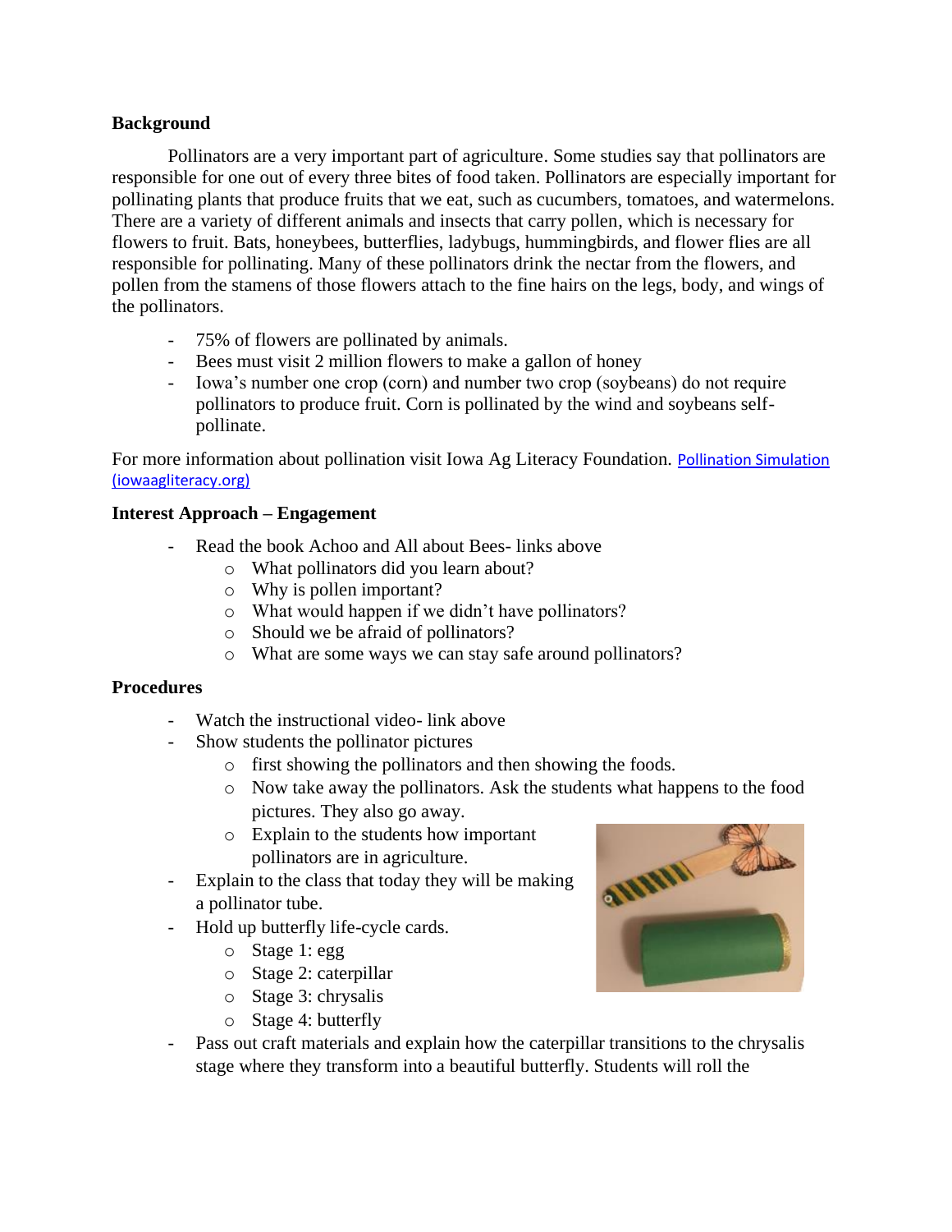**Background**

Pollinators are a very important part of agriculture. Some studies say that pollinators are responsible for one out of every three bites of food taken. Pollinators are especially important for pollinating plants that produce fruits that we eat, such as cucumbers, tomatoes, and watermelons. There are a variety of different animals and insects that carry pollen, which is necessary for flowers to fruit. Bats, honeybees, butterflies, ladybugs, hummingbirds, and flower flies are all responsible for pollinating. Many of these pollinators drink the nectar from the flowers, and pollen from the stamens of those flowers attach to the fine hairs on the legs, body, and wings of the pollinators.

- 75% of flowers are pollinated by animals.
- Bees must visit 2 million flowers to make a gallon of honey
- Iowa's number one crop (corn) and number two crop (soybeans) do not require pollinators to produce fruit. Corn is pollinated by the wind and soybeans self-pollinate.

For more information about pollination visit Iowa Ag Literacy Foundation. Pollination Simulation (iowaagliteracy.org)

**Interest Approach – Engagement**

- Read the book Achoo and All about Bees- links above
  - What pollinators did you learn about?
  - Why is pollen important?
  - What would happen if we didn't have pollinators?
  - Should we be afraid of pollinators?
  - What are some ways we can stay safe around pollinators?

**Procedures**

- Watch the instructional video- link above
- Show students the pollinator pictures
  - first showing the pollinators and then showing the foods.
  - Now take away the pollinators. Ask the students what happens to the food pictures. They also go away.
  - Explain to the students how important pollinators are in agriculture.
- Explain to the class that today they will be making a pollinator tube.
- Hold up butterfly life-cycle cards.
  - Stage 1: egg
  - Stage 2: caterpillar
  - Stage 3: chrysalis
  - Stage 4: butterfly
- Pass out craft materials and explain how the caterpillar transitions to the chrysalis stage where they transform into a beautiful butterfly. Students will roll the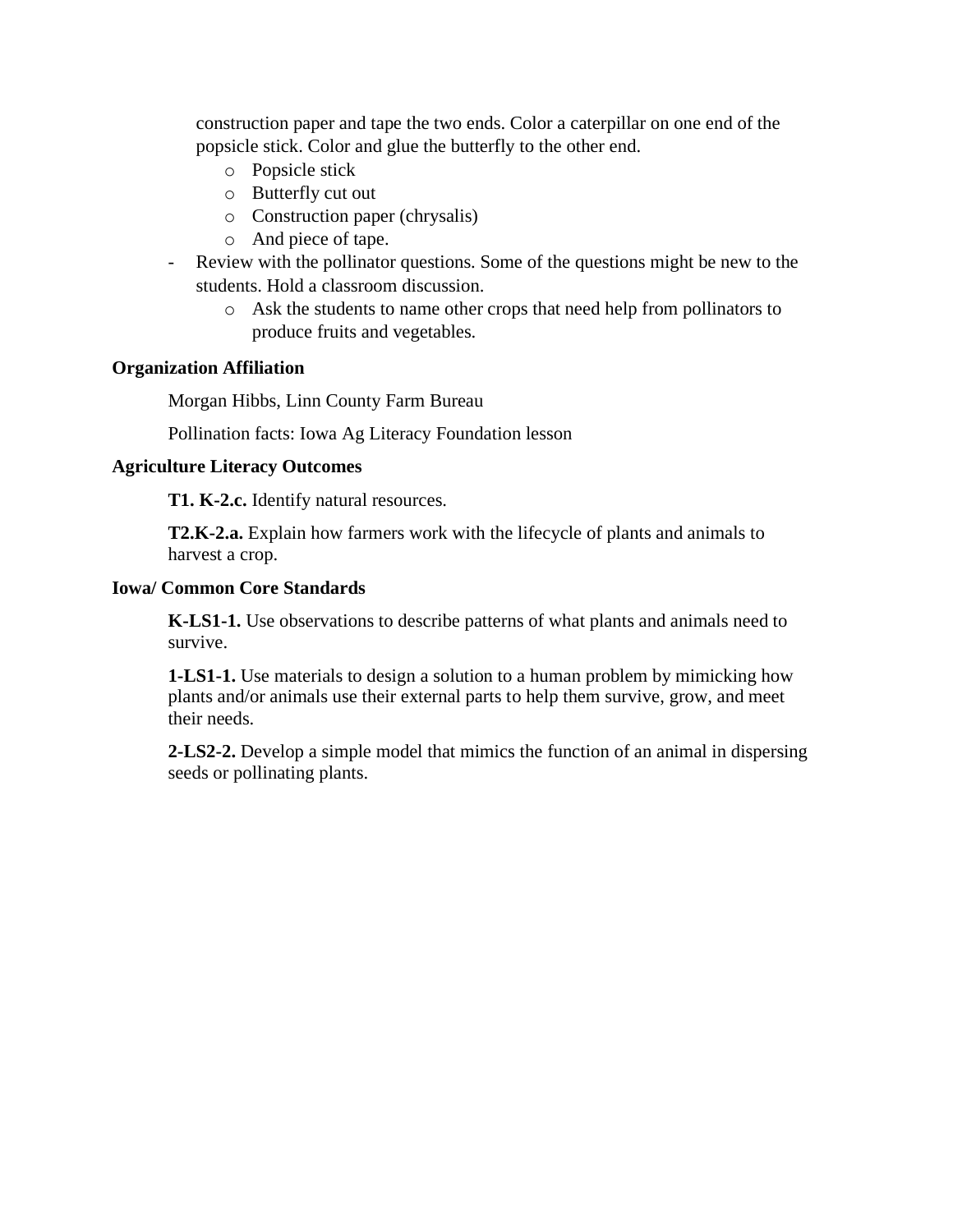construction paper and tape the two ends. Color a caterpillar on one end of the popsicle stick. Color and glue the butterfly to the other end.
    - Popsicle stick
    - Butterfly cut out
    - Construction paper (chrysalis)
    - And piece of tape.
- Review with the pollinator questions. Some of the questions might be new to the students. Hold a classroom discussion.
    - Ask the students to name other crops that need help from pollinators to produce fruits and vegetables.

**Organization Affiliation**

Morgan Hibbs, Linn County Farm Bureau

Pollination facts: Iowa Ag Literacy Foundation lesson

**Agriculture Literacy Outcomes**

**T1. K-2.c.** Identify natural resources.

**T2.K-2.a.** Explain how farmers work with the lifecycle of plants and animals to harvest a crop.

**Iowa/ Common Core Standards**

**K-LS1-1.** Use observations to describe patterns of what plants and animals need to survive.

**1-LS1-1.** Use materials to design a solution to a human problem by mimicking how plants and/or animals use their external parts to help them survive, grow, and meet their needs.

**2-LS2-2.** Develop a simple model that mimics the function of an animal in dispersing seeds or pollinating plants.